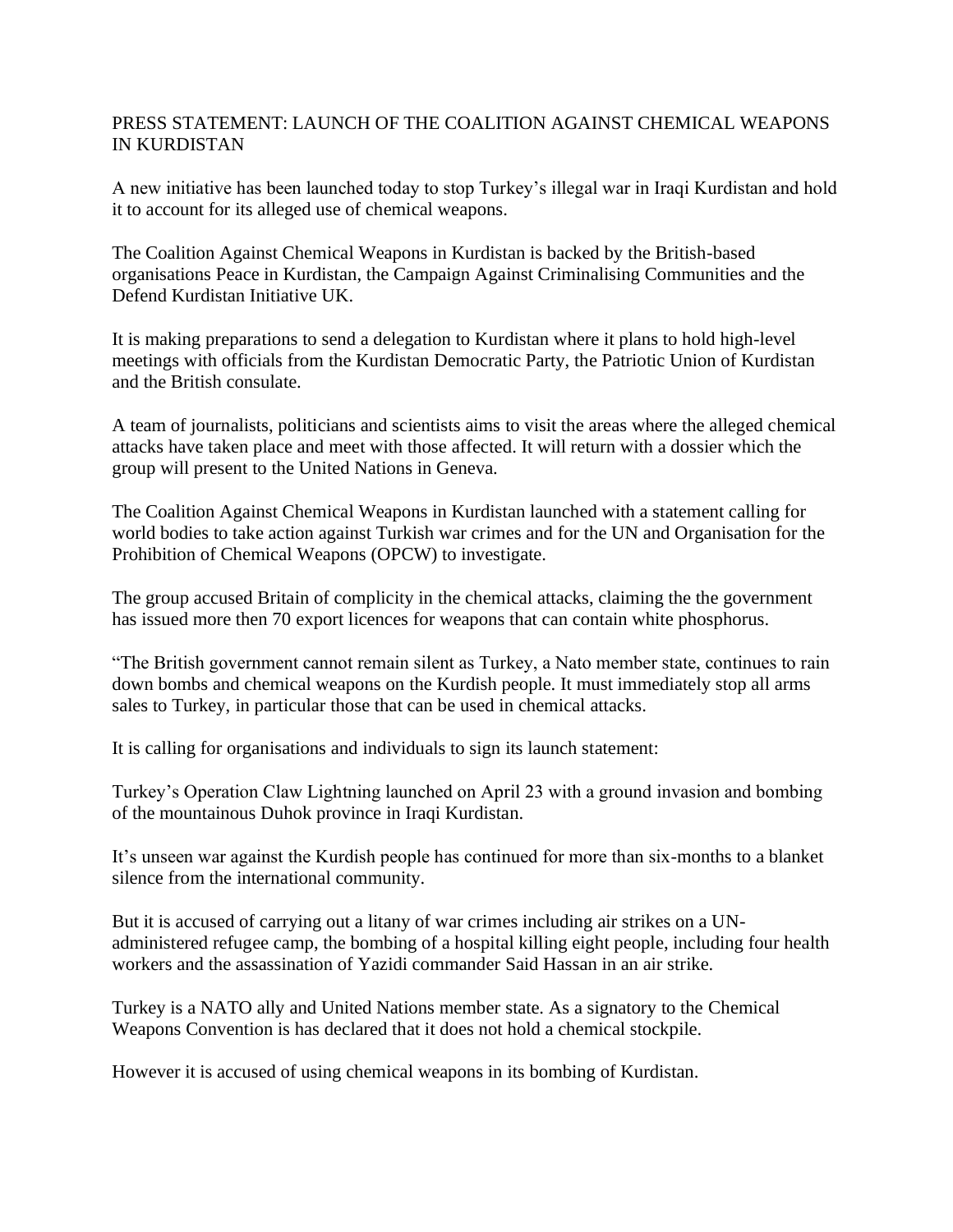# PRESS STATEMENT: LAUNCH OF THE COALITION AGAINST CHEMICAL WEAPONS IN KURDISTAN

A new initiative has been launched today to stop Turkey's illegal war in Iraqi Kurdistan and hold it to account for its alleged use of chemical weapons.

The Coalition Against Chemical Weapons in Kurdistan is backed by the British-based organisations Peace in Kurdistan, the Campaign Against Criminalising Communities and the Defend Kurdistan Initiative UK.

It is making preparations to send a delegation to Kurdistan where it plans to hold high-level meetings with officials from the Kurdistan Democratic Party, the Patriotic Union of Kurdistan and the British consulate.

A team of journalists, politicians and scientists aims to visit the areas where the alleged chemical attacks have taken place and meet with those affected. It will return with a dossier which the group will present to the United Nations in Geneva.

The Coalition Against Chemical Weapons in Kurdistan launched with a statement calling for world bodies to take action against Turkish war crimes and for the UN and Organisation for the Prohibition of Chemical Weapons (OPCW) to investigate.

The group accused Britain of complicity in the chemical attacks, claiming the the government has issued more then 70 export licences for weapons that can contain white phosphorus.

"The British government cannot remain silent as Turkey, a Nato member state, continues to rain down bombs and chemical weapons on the Kurdish people. It must immediately stop all arms sales to Turkey, in particular those that can be used in chemical attacks.

It is calling for organisations and individuals to sign its launch statement:

Turkey's Operation Claw Lightning launched on April 23 with a ground invasion and bombing of the mountainous Duhok province in Iraqi Kurdistan.

It's unseen war against the Kurdish people has continued for more than six-months to a blanket silence from the international community.

But it is accused of carrying out a litany of war crimes including air strikes on a UN-administered refugee camp, the bombing of a hospital killing eight people, including four health workers and the assassination of Yazidi commander Said Hassan in an air strike.

Turkey is a NATO ally and United Nations member state. As a signatory to the Chemical Weapons Convention is has declared that it does not hold a chemical stockpile.

However it is accused of using chemical weapons in its bombing of Kurdistan.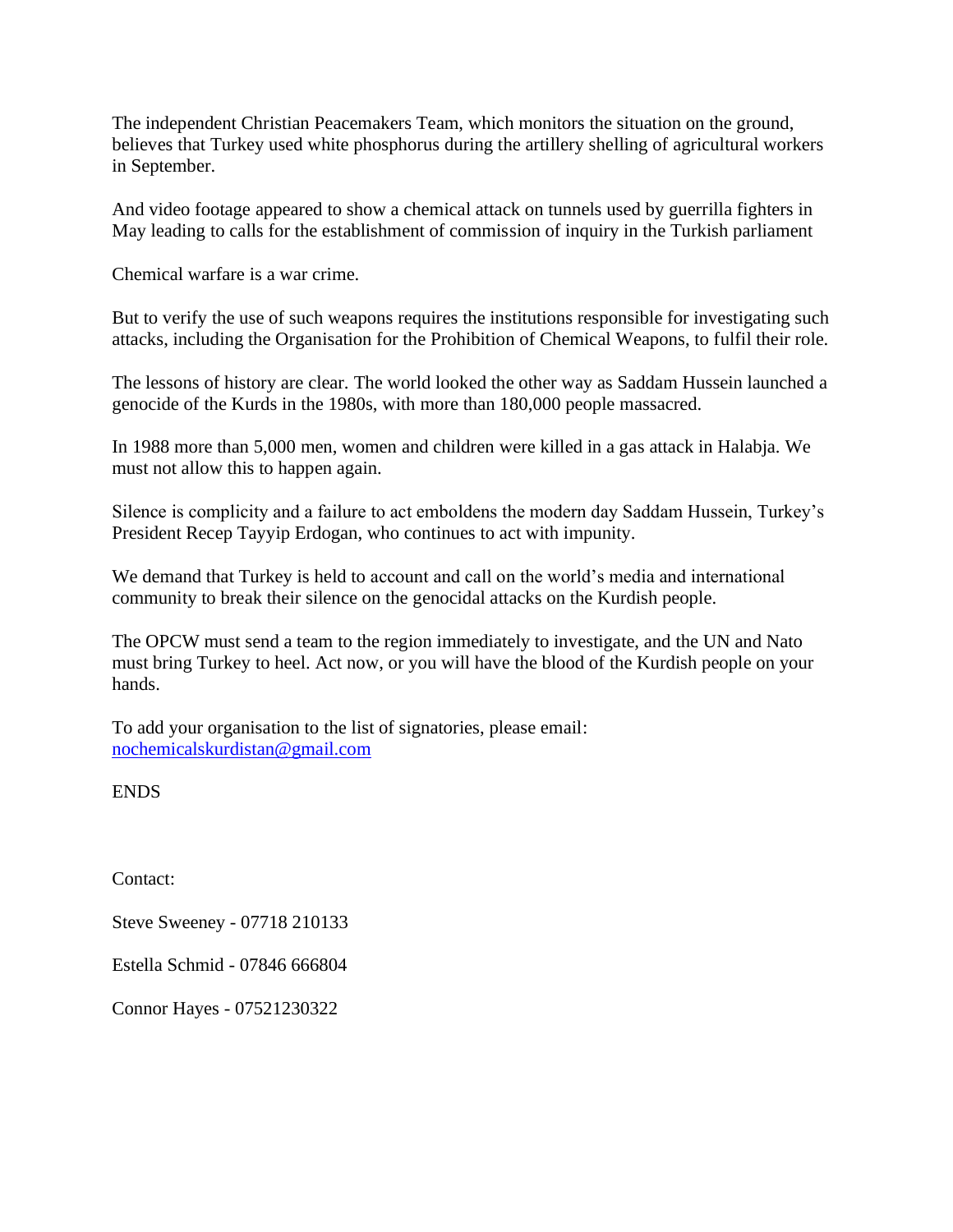The independent Christian Peacemakers Team, which monitors the situation on the ground, believes that Turkey used white phosphorus during the artillery shelling of agricultural workers in September.

And video footage appeared to show a chemical attack on tunnels used by guerrilla fighters in May leading to calls for the establishment of commission of inquiry in the Turkish parliament

Chemical warfare is a war crime.

But to verify the use of such weapons requires the institutions responsible for investigating such attacks, including the Organisation for the Prohibition of Chemical Weapons, to fulfil their role.

The lessons of history are clear. The world looked the other way as Saddam Hussein launched a genocide of the Kurds in the 1980s, with more than 180,000 people massacred.

In 1988 more than 5,000 men, women and children were killed in a gas attack in Halabja. We must not allow this to happen again.

Silence is complicity and a failure to act emboldens the modern day Saddam Hussein, Turkey's President Recep Tayyip Erdogan, who continues to act with impunity.

We demand that Turkey is held to account and call on the world's media and international community to break their silence on the genocidal attacks on the Kurdish people.

The OPCW must send a team to the region immediately to investigate, and the UN and Nato must bring Turkey to heel. Act now, or you will have the blood of the Kurdish people on your hands.

To add your organisation to the list of signatories, please email: nochemicalskurdistan@gmail.com

ENDS

Contact:

Steve Sweeney - 07718 210133

Estella Schmid - 07846 666804

Connor Hayes - 07521230322